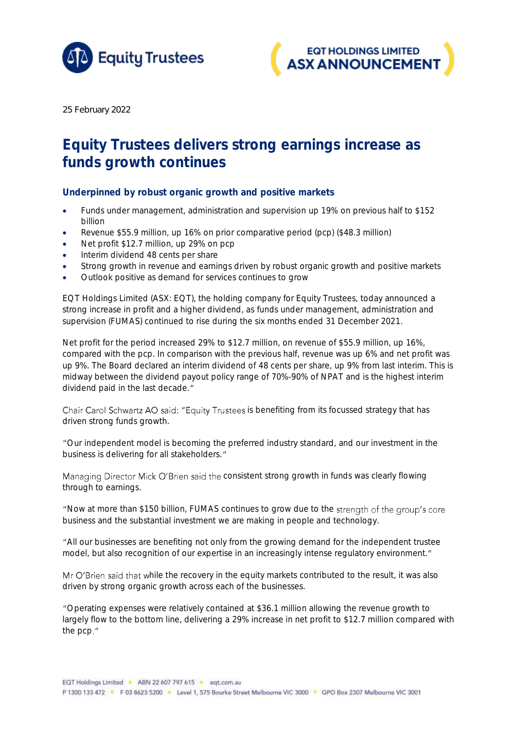25 February 2022

# Equity Trustees delivers strong earnings increase as funds growth continues

## Underpinned by robust organic growth and positive markets

- Funds under management, administration and supervision up 19% on previous half to $152 billion
- Revenue $55.9 million, up 16% on prior comparative period (pcp) ($48.3 million)
- Net profit $12.7 million, up 29% on pcp
- Interim dividend 48 cents per share
- Strong growth in revenue and earnings driven by robust organic growth and positive markets
- Outlook positive as demand for services continues to grow

EQT Holdings Limited (ASX: EQT), the holding company for Equity Trustees, today announced a strong increase in profit and a higher dividend, as funds under management, administration and supervision (FUMAS) continued to rise during the six months ended 31 December 2021.

Net profit for the period increased 29% to $12.7 million, on revenue of $55.9 million, up 16%, compared with the pcp. In comparison with the previous half, revenue was up 6% and net profit was up 9%. The Board declared an interim dividend of 48 cents per share, up 9% from last interim. This is midway between the dividend payout policy range of 70%-90% of NPAT and is the highest interim dividend paid in the last decade."

Chair Carol Schwartz AO said: "Equity Trustees is benefiting from its focussed strategy that has driven strong funds growth.

"Our independent model is becoming the preferred industry standard, and our investment in the business is delivering for all stakeholders."

Managing Director Mick O'Brien said the consistent strong growth in funds was clearly flowing through to earnings.

"Now at more than $150 billion, FUMAS continues to grow due to the strength of the group's core business and the substantial investment we are making in people and technology.

"All our businesses are benefiting not only from the growing demand for the independent trustee model, but also recognition of our expertise in an increasingly intense regulatory environment."

Mr O'Brien said that while the recovery in the equity markets contributed to the result, it was also driven by strong organic growth across each of the businesses.

"Operating expenses were relatively contained at $36.1 million allowing the revenue growth to largely flow to the bottom line, delivering a 29% increase in net profit to $12.7 million compared with the pcp."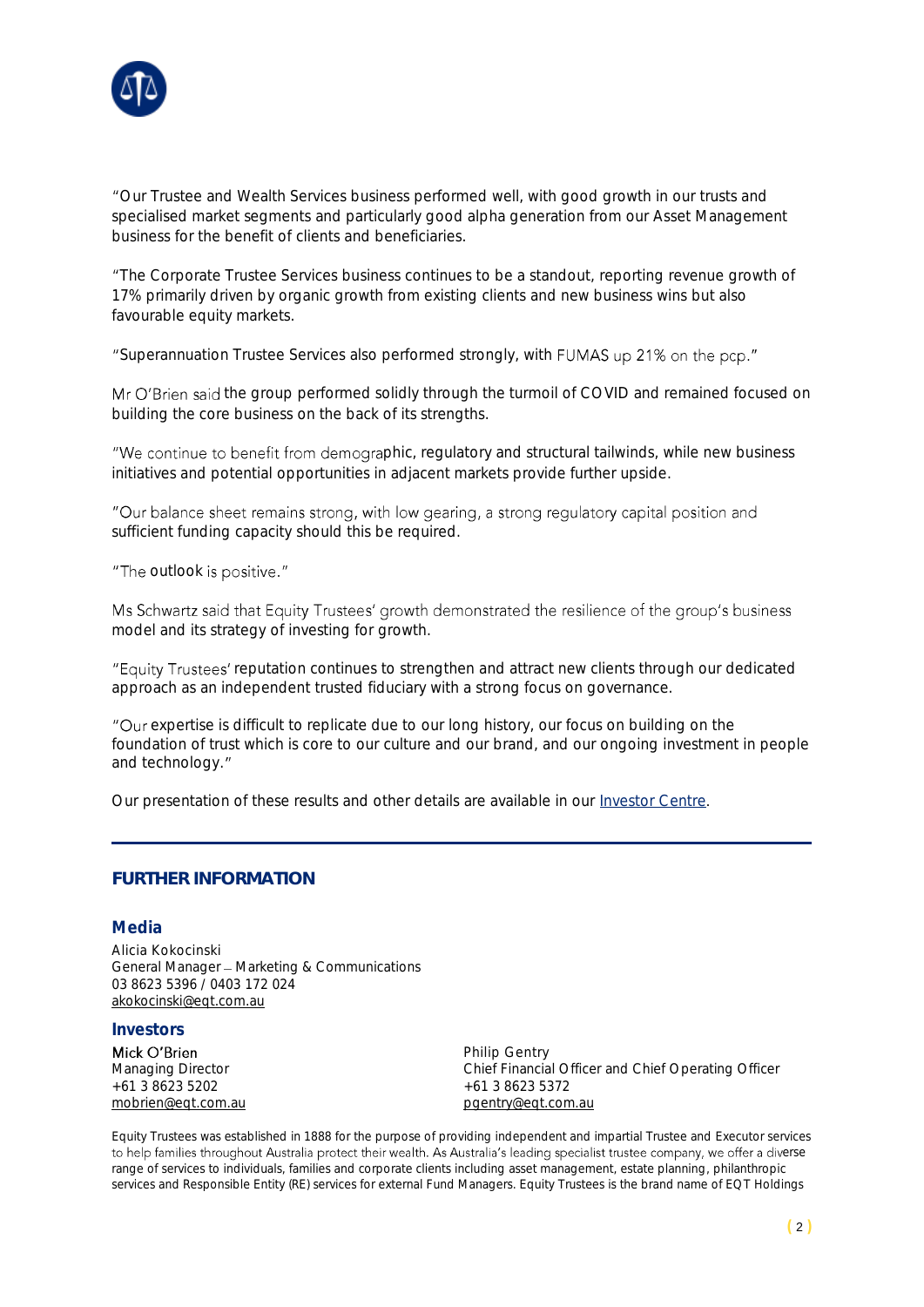"Our Trustee and Wealth Services business performed well, with good growth in our trusts and specialised market segments and particularly good alpha generation from our Asset Management business for the benefit of clients and beneficiaries.

"The Corporate Trustee Services business continues to be a standout, reporting revenue growth of 17% primarily driven by organic growth from existing clients and new business wins but also favourable equity markets.

"Superannuation Trustee Services also performed strongly, with FUMAS up 21% on the pcp."

Mr O'Brien said the group performed solidly through the turmoil of COVID and remained focused on building the core business on the back of its strengths.

"We continue to benefit from demographic, regulatory and structural tailwinds, while new business initiatives and potential opportunities in adjacent markets provide further upside.

"Our balance sheet remains strong, with low gearing, a strong regulatory capital position and sufficient funding capacity should this be required.

"The outlook is positive."

Ms Schwartz said that Equity Trustees' growth demonstrated the resilience of the group's business model and its strategy of investing for growth.

"Equity Trustees' reputation continues to strengthen and attract new clients through our dedicated approach as an independent trusted fiduciary with a strong focus on governance.

"Our expertise is difficult to replicate due to our long history, our focus on building on the foundation of trust which is core to our culture and our brand, and our ongoing investment in people and technology."

Our presentation of these results and other details are available in our Investor Centre.

---

## FURTHER INFORMATION

### Media

Alicia Kokocinski
General Manager – Marketing & Communications
03 8623 5396 / 0403 172 024
akokocinski@eqt.com.au

### Investors

Mick O'Brien
Managing Director
+61 3 8623 5202
mobrien@eqt.com.au

Philip Gentry
Chief Financial Officer and Chief Operating Officer
+61 3 8623 5372
pgentry@eqt.com.au

Equity Trustees was established in 1888 for the purpose of providing independent and impartial Trustee and Executor services to help families throughout Australia protect their wealth. As Australia's leading specialist trustee company, we offer a diverse range of services to individuals, families and corporate clients including asset management, estate planning, philanthropic services and Responsible Entity (RE) services for external Fund Managers. Equity Trustees is the brand name of EQT Holdings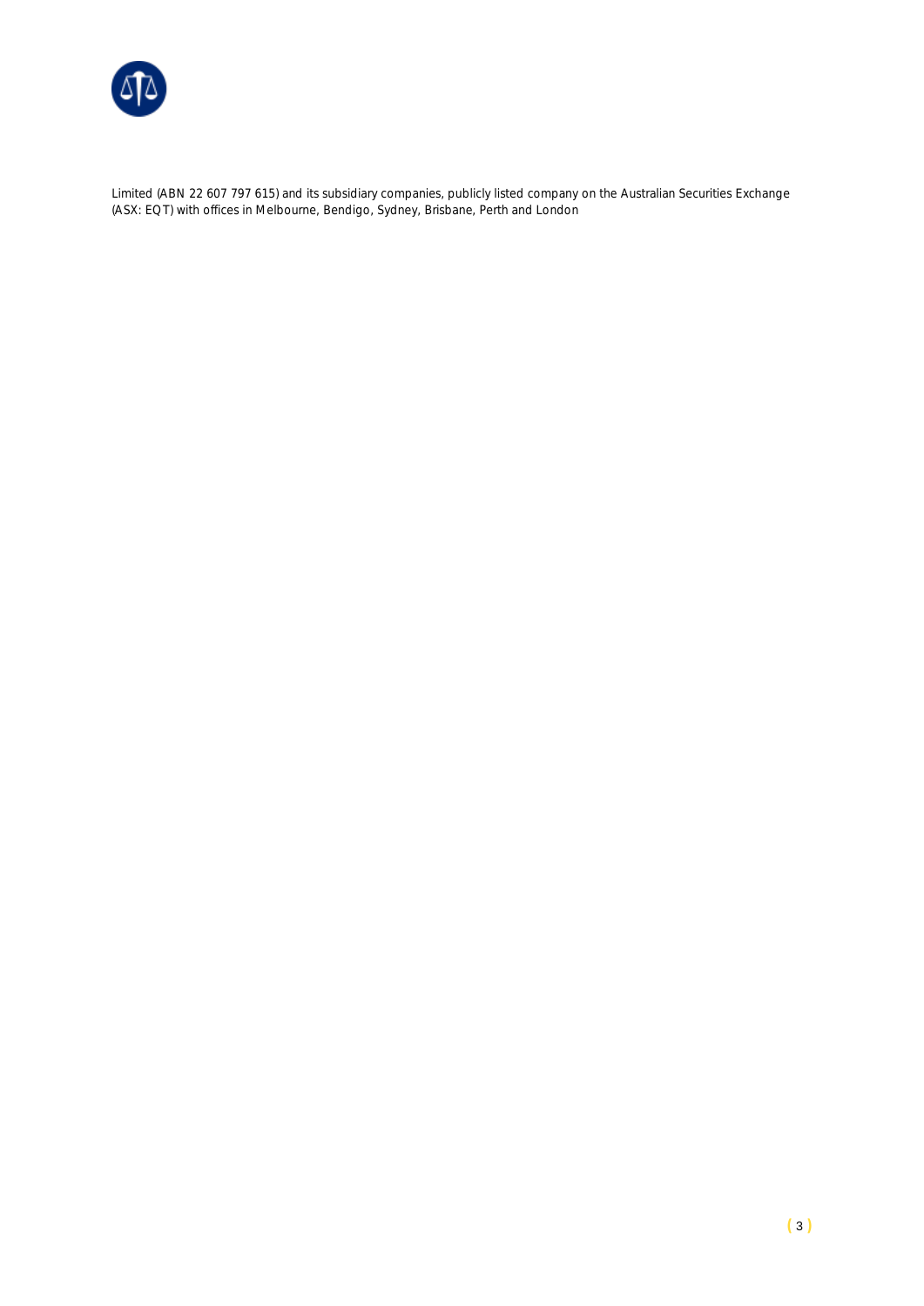Limited (ABN 22 607 797 615) and its subsidiary companies, publicly listed company on the Australian Securities Exchange (ASX: EQT) with offices in Melbourne, Bendigo, Sydney, Brisbane, Perth and London